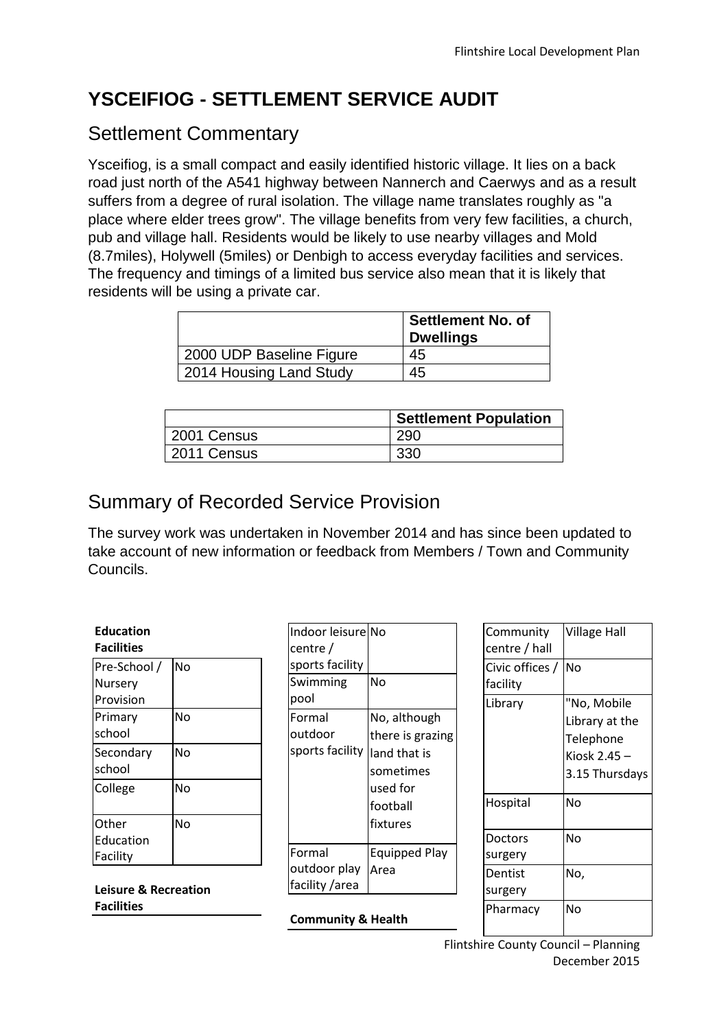# YSCEIFIOG - SETTLEMENT SERVICE AUDIT

## Settlement Commentary

Ysceifiog, is a small compact and easily identified historic village. It lies on a back road just north of the A541 highway between Nannerch and Caerwys and as a result suffers from a degree of rural isolation. The village name translates roughly as "a place where elder trees grow". The village benefits from very few facilities, a church, pub and village hall. Residents would be likely to use nearby villages and Mold (8.7miles), Holywell (5miles) or Denbigh to access everyday facilities and services. The frequency and timings of a limited bus service also mean that it is likely that residents will be using a private car.

| | Settlement No. of Dwellings |
|---|---|
| 2000 UDP Baseline Figure | 45 |
| 2014 Housing Land Study | 45 |

| | Settlement Population |
|---|---|
| 2001 Census | 290 |
| 2011 Census | 330 |

## Summary of Recorded Service Provision

The survey work was undertaken in November 2014 and has since been updated to take account of new information or feedback from Members / Town and Community Councils.

**Education Facilities**

| | |
|---|---|
| Pre-School / Nursery Provision | No |
| Primary school | No |
| Secondary school | No |
| College | No |
| Other Education Facility | No |

**Leisure & Recreation Facilities**

| | |
|---|---|
| Indoor leisure centre / sports facility | No |
| Swimming pool | No |
| Formal outdoor sports facility | No, although there is grazing land that is sometimes used for football fixtures |
| Formal outdoor play facility /area | Equipped Play Area |

**Community & Health**

| | |
|---|---|
| Community centre / hall | Village Hall |
| Civic offices / facility | No |
| Library | "No, Mobile Library at the Telephone Kiosk 2.45 – 3.15 Thursdays |
| Hospital | No |
| Doctors surgery | No |
| Dentist surgery | No, |
| Pharmacy | No |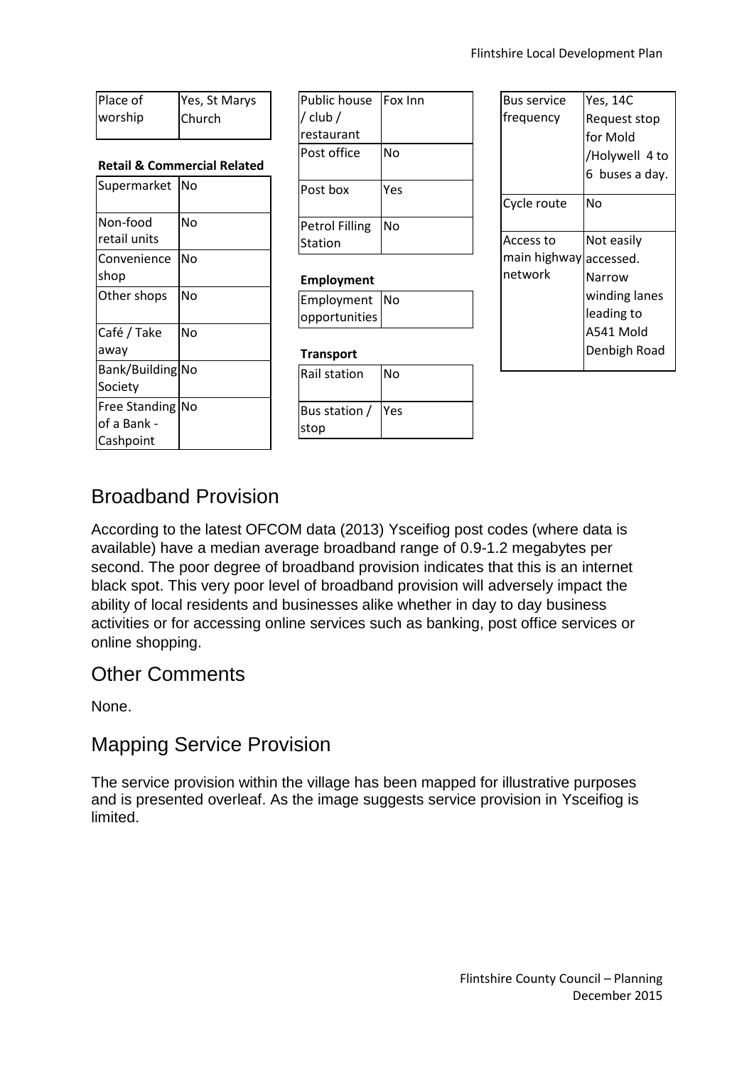| Place of worship | Yes, St Marys Church |
|---|---|

**Retail & Commercial Related**

| Supermarket | No |
|---|---|
| Non-food retail units | No |
| Convenience shop | No |
| Other shops | No |
| Café / Take away | No |
| Bank/Building Society | No |
| Free Standing of a Bank - Cashpoint | No |

| Public house / club / restaurant | Fox Inn |
|---|---|
| Post office | No |
| Post box | Yes |
| Petrol Filling Station | No |

**Employment**

| Employment opportunities | No |
|---|---|

**Transport**

| Rail station | No |
|---|---|
| Bus station / stop | Yes |

| Bus service frequency | Yes, 14C Request stop for Mold /Holywell 4 to 6 buses a day. |
|---|---|
| Cycle route | No |
| Access to main highway network | Not easily accessed. Narrow winding lanes leading to A541 Mold Denbigh Road |

## Broadband Provision

According to the latest OFCOM data (2013) Ysceifiog post codes (where data is available) have a median average broadband range of 0.9-1.2 megabytes per second. The poor degree of broadband provision indicates that this is an internet black spot. This very poor level of broadband provision will adversely impact the ability of local residents and businesses alike whether in day to day business activities or for accessing online services such as banking, post office services or online shopping.

## Other Comments

None.

## Mapping Service Provision

The service provision within the village has been mapped for illustrative purposes and is presented overleaf. As the image suggests service provision in Ysceifiog is limited.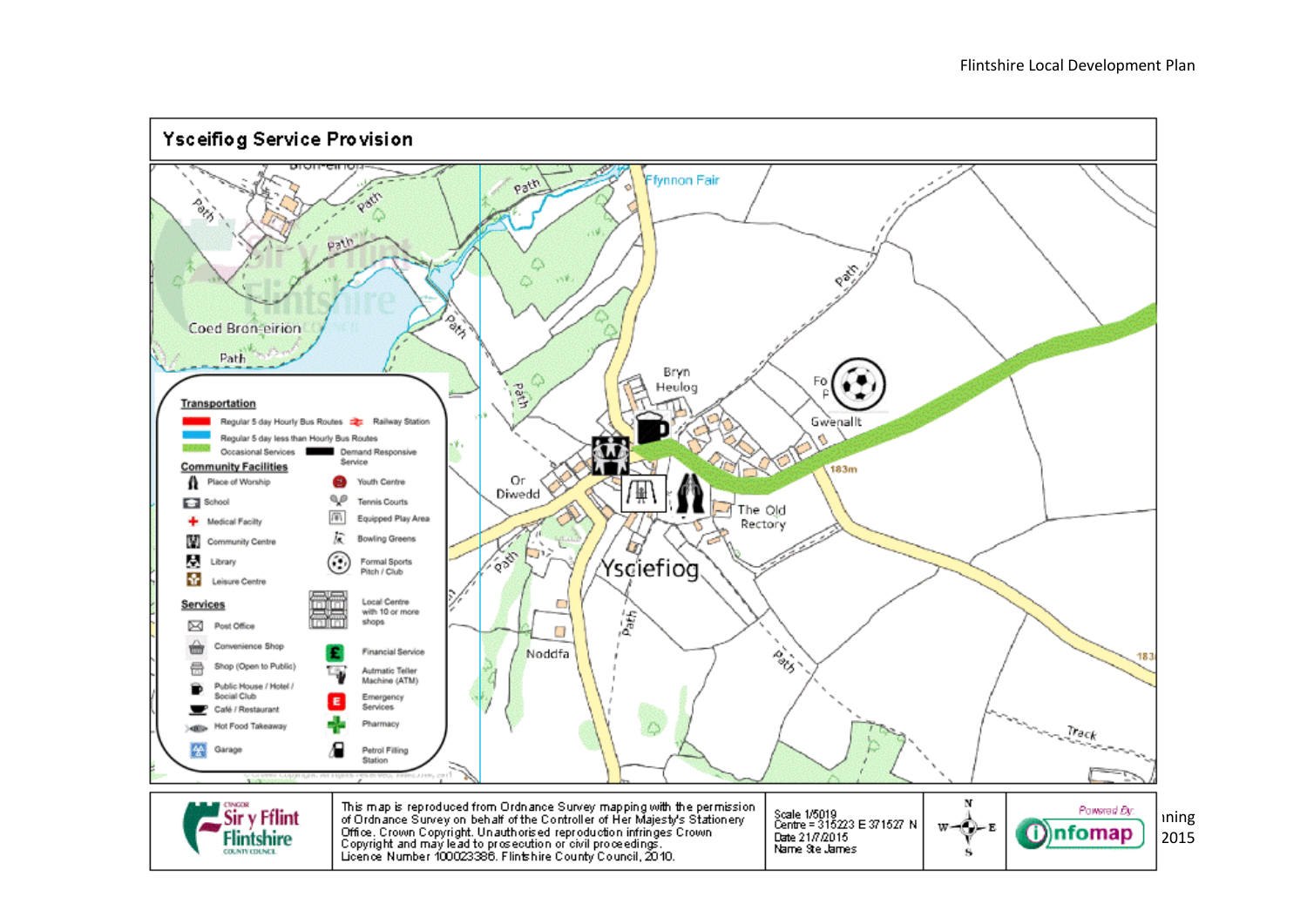# Ysceifiog Service Provision

Coed Bron-eirion

Ffynnon Fair

Bryn Heulog

Gwenallt

Or Diwedd

The Old Rectory

Ysciefiog

Noddfa

183m

Path

Track

**Transportation**

- Regular 5 day Hourly Bus Routes
- Railway Station
- Regular 5 day less than Hourly Bus Routes
- Occasional Services
- Demand Responsive Service

**Community Facilities**

- Place of Worship
- Youth Centre
- School
- Tennis Courts
- Medical Facilty
- Equipped Play Area
- Community Centre
- Bowling Greens
- Library
- Formal Sports Pitch / Club
- Leisure Centre

**Services**

- Local Centre with 10 or more shops
- Post Office
- Convenience Shop
- Financial Service
- Shop (Open to Public)
- Automatic Teller Machine (ATM)
- Public House / Hotel / Social Club
- Emergency Services
- Café / Restaurant
- Pharmacy
- Hot Food Takeaway
- Garage
- Petrol Filling Station

Cyngor Sir y Fflint Flintshire County Council

This map is reproduced from Ordnance Survey mapping with the permission of Ordnance Survey on behalf of the Controller of Her Majesty's Stationery Office. Crown Copyright. Unauthorised reproduction infringes Crown Copyright and may lead to prosecution or civil proceedings. Licence Number 100023386. Flintshire County Council, 2010.

Scale 1/5019
Centre = 315223 E 371527 N
Date 21/7/2015
Name Ste James

Powered By: infomap